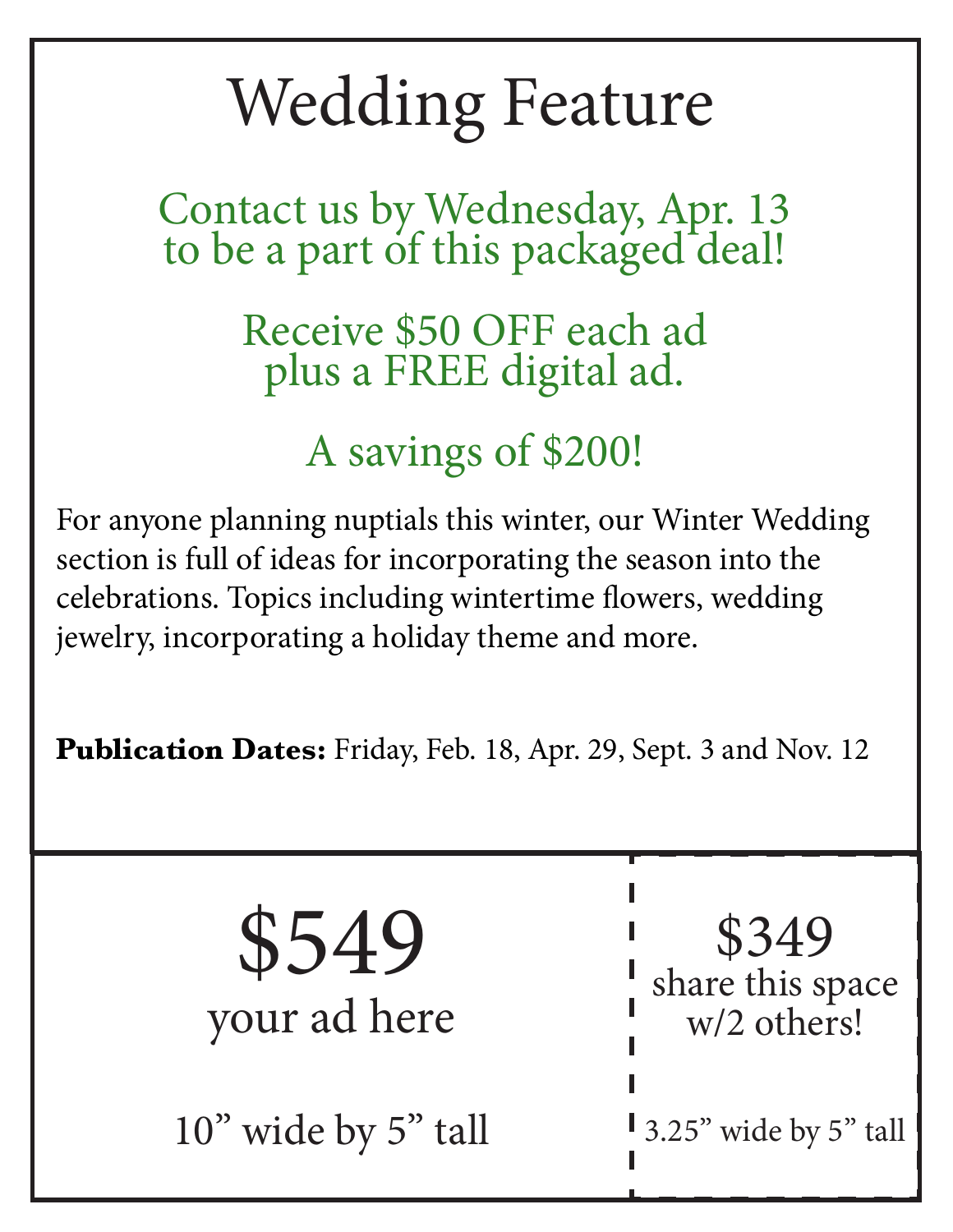# Wedding Feature

Contact us by Wednesday, Apr. 13
to be a part of this packaged deal!

Receive $50 OFF each ad
plus a FREE digital ad.

A savings of $200!

For anyone planning nuptials this winter, our Winter Wedding section is full of ideas for incorporating the season into the celebrations. Topics including wintertime flowers, wedding jewelry, incorporating a holiday theme and more.

**Publication Dates:** Friday, Feb. 18, Apr. 29, Sept. 3 and Nov. 12

$549
your ad here

10" wide by 5" tall

$349
share this space w/2 others!

3.25" wide by 5" tall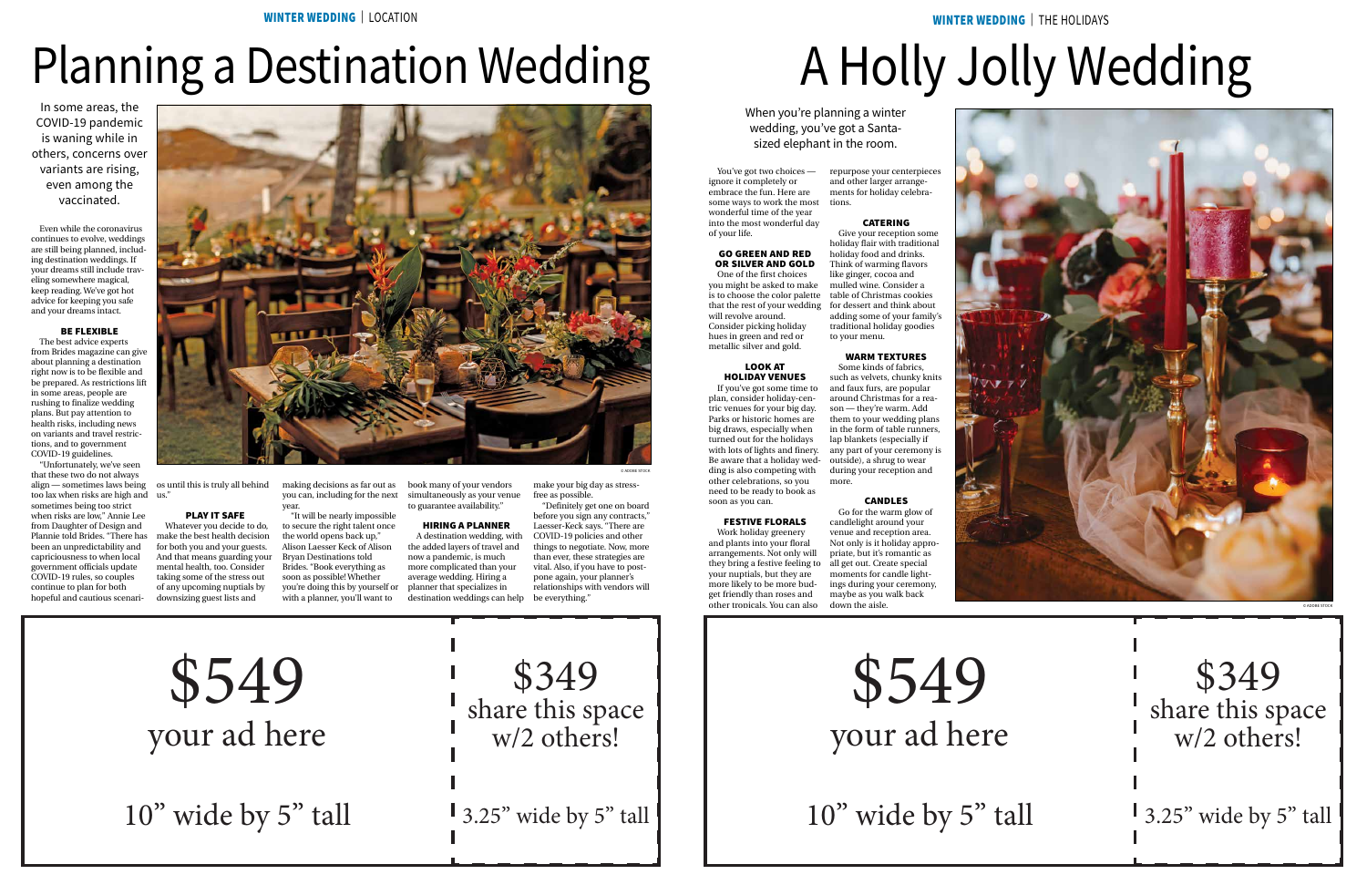WINTER WEDDING | LOCATION

# Planning a Destination Wedding

In some areas, the COVID-19 pandemic is waning while in others, concerns over variants are rising, even among the vaccinated.

Even while the coronavirus continues to evolve, weddings are still being planned, including destination weddings. If your dreams still include traveling somewhere magical, keep reading. We've got hot advice for keeping you safe and your dreams intact.

### BE FLEXIBLE

The best advice experts from Brides magazine can give about planning a destination right now is to be flexible and be prepared. As restrictions lift in some areas, people are rushing to finalize wedding plans. But pay attention to health risks, including news on variants and travel restrictions, and to government COVID-19 guidelines.

"Unfortunately, we've seen that these two do not always align — sometimes laws being too lax when risks are high and sometimes being too strict when risks are low," Annie Lee from Daughter of Design and Plannie told Brides. "There has been an unpredictability and capriciousness to when local government officials update COVID-19 rules, so couples continue to plan for both hopeful and cautious scenarios until this is truly all behind us."

### PLAY IT SAFE

Whatever you decide to do, make the best health decision for both you and your guests. And that means guarding your mental health, too. Consider taking some of the stress out of any upcoming nuptials by downsizing guest lists and making decisions as far out as you can, including for the next year.

"It will be nearly impossible to secure the right talent once the world opens back up," Alison Laesser Keck of Alison Bryan Destinations told Brides. "Book everything as soon as possible! Whether you're doing this by yourself or with a planner, you'll want to book many of your vendors simultaneously as your venue to guarantee availability."

### HIRING A PLANNER

A destination wedding, with the added layers of travel and now a pandemic, is much more complicated than your average wedding. Hiring a planner that specializes in destination weddings can help make your big day as stress-free as possible.

"Definitely get one on board before you sign any contracts," Laesser-Keck says. "There are COVID-19 policies and other things to negotiate. Now, more than ever, these strategies are vital. Also, if you have to postpone again, your planner's relationships with vendors will be everything."

© ADOBE STOCK

$549
your ad here
10" wide by 5" tall

$349
share this space w/2 others!
3.25" wide by 5" tall

WINTER WEDDING | THE HOLIDAYS

# A Holly Jolly Wedding

When you're planning a winter wedding, you've got a Santa-sized elephant in the room.

You've got two choices — ignore it completely or embrace the fun. Here are some ways to work the most wonderful time of the year into the most wonderful day of your life.

### GO GREEN AND RED OR SILVER AND GOLD

One of the first choices you might be asked to make is to choose the color palette that the rest of your wedding will revolve around. Consider picking holiday hues in green and red or metallic silver and gold.

### LOOK AT HOLIDAY VENUES

If you've got some time to plan, consider holiday-centric venues for your big day. Parks or historic homes are big draws, especially when turned out for the holidays with lots of lights and finery. Be aware that a holiday wedding is also competing with other celebrations, so you need to be ready to book as soon as you can.

### FESTIVE FLORALS

Work holiday greenery and plants into your floral arrangements. Not only will they bring a festive feeling to your nuptials, but they are more likely to be more budget friendly than roses and other tropicals. You can also repurpose your centerpieces and other larger arrangements for holiday celebrations.

### CATERING

Give your reception some holiday flair with traditional holiday food and drinks. Think of warming flavors like ginger, cocoa and mulled wine. Consider a table of Christmas cookies for dessert and think about adding some of your family's traditional holiday goodies to your menu.

### WARM TEXTURES

Some kinds of fabrics, such as velvets, chunky knits and faux furs, are popular around Christmas for a reason — they're warm. Add them to your wedding plans in the form of table runners, lap blankets (especially if any part of your ceremony is outside), a shrug to wear during your reception and more.

### CANDLES

Go for the warm glow of candlelight around your venue and reception area. Not only is it holiday appropriate, but it's romantic as all get out. Create special moments for candle lightings during your ceremony, maybe as you walk back down the aisle.

© ADOBE STOCK

$549
your ad here
10" wide by 5" tall

$349
share this space w/2 others!
3.25" wide by 5" tall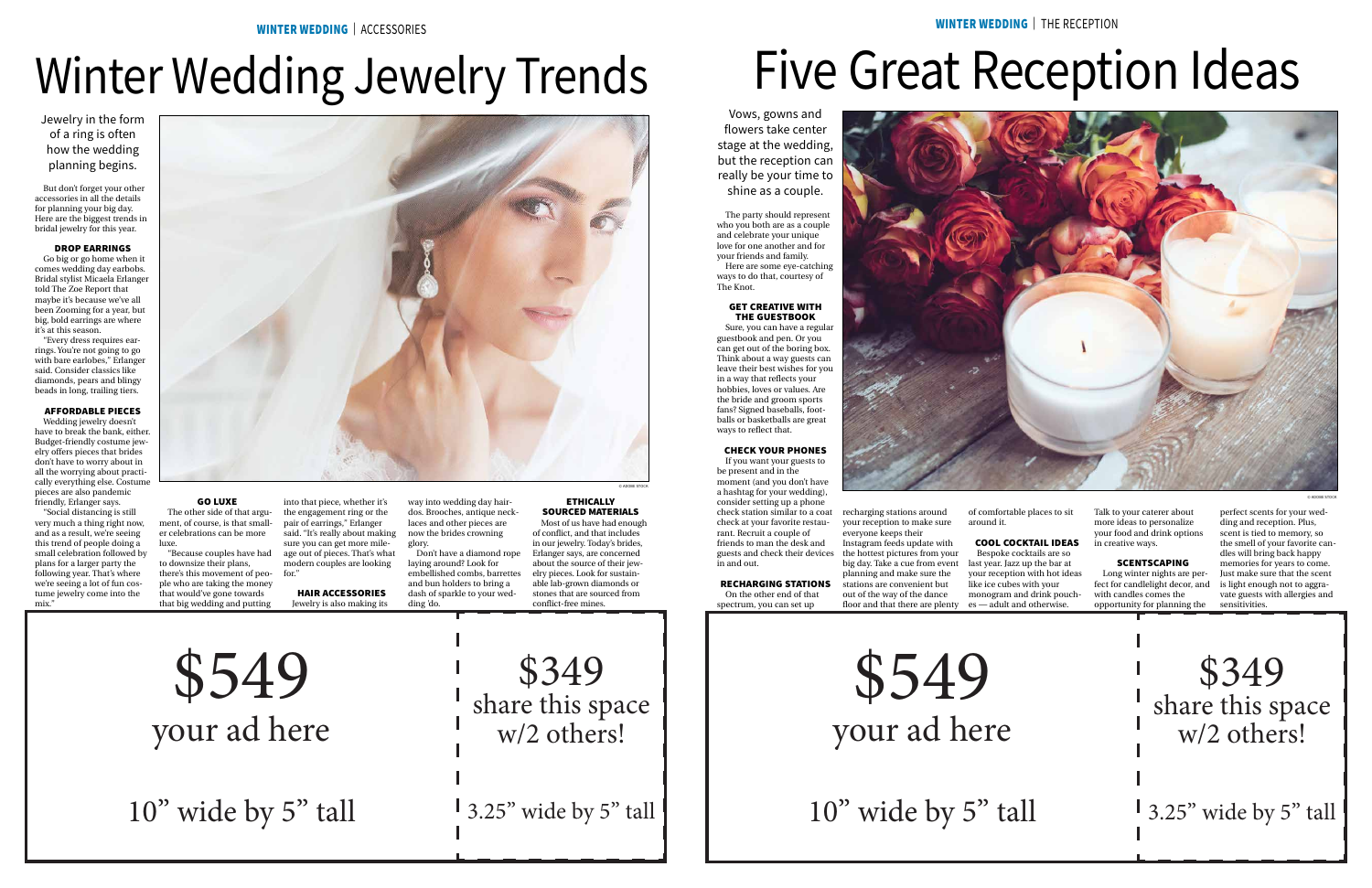WINTER WEDDING | ACCESSORIES

# Winter Wedding Jewelry Trends

Jewelry in the form of a ring is often how the wedding planning begins.

But don't forget your other accessories in all the details for planning your big day. Here are the biggest trends in bridal jewelry for this year.

### DROP EARRINGS

Go big or go home when it comes wedding day earbobs. Bridal stylist Micaela Erlanger told The Zoe Report that maybe it's because we've all been Zooming for a year, but big, bold earrings are where it's at this season.

"Every dress requires earrings. You're not going to go with bare earlobes," Erlanger said. Consider classics like diamonds, pears and blingy beads in long, trailing tiers.

### AFFORDABLE PIECES

Wedding jewelry doesn't have to break the bank, either. Budget-friendly costume jewelry offers pieces that brides don't have to worry about in all the worrying about practically everything else. Costume pieces are also pandemic friendly, Erlanger says.

"Social distancing is still very much a thing right now, and as a result, we're seeing this trend of people doing a small celebration followed by plans for a larger party the following year. That's where we're seeing a lot of fun costume jewelry come into the mix."

### GO LUXE

The other side of that argument, of course, is that smaller celebrations can be more luxe.

"Because couples have had to downsize their plans, there's this movement of people who are taking the money that would've gone towards that big wedding and putting into that piece, whether it's the engagement ring or the pair of earrings," Erlanger said. "It's really about making sure you can get more mileage out of pieces. That's what modern couples are looking for."

### HAIR ACCESSORIES

Jewelry is also making its way into wedding day hairdos. Brooches, antique necklaces and other pieces are now the brides crowning glory.

Don't have a diamond rope laying around? Look for embellished combs, barrettes and bun holders to bring a dash of sparkle to your wedding 'do.

### ETHICALLY SOURCED MATERIALS

Most of us have had enough of conflict, and that includes in our jewelry. Today's brides, Erlanger says, are concerned about the source of their jewelry pieces. Look for sustainable lab-grown diamonds or stones that are sourced from conflict-free mines.

$549 your ad here

10" wide by 5" tall

$349 share this space w/2 others!

3.25" wide by 5" tall

WINTER WEDDING | THE RECEPTION

# Five Great Reception Ideas

Vows, gowns and flowers take center stage at the wedding, but the reception can really be your time to shine as a couple.

The party should represent who you both are as a couple and celebrate your unique love for one another and for your friends and family.

Here are some eye-catching ways to do that, courtesy of The Knot.

### GET CREATIVE WITH THE GUESTBOOK

Sure, you can have a regular guestbook and pen. Or you can get out of the boring box. Think about a way guests can leave their best wishes for you in a way that reflects your hobbies, loves or values. Are the bride and groom sports fans? Signed baseballs, footballs or basketballs are great ways to reflect that.

### CHECK YOUR PHONES

If you want your guests to be present and in the moment (and you don't have a hashtag for your wedding), consider setting up a phone check station similar to a coat check at your favorite restaurant. Recruit a couple of friends to man the desk and guests and check their devices in and out.

### RECHARGING STATIONS

On the other end of that spectrum, you can set up recharging stations around your reception to make sure everyone keeps their Instagram feeds update with the hottest pictures from your big day. Take a cue from event planning and make sure the stations are convenient but out of the way of the dance floor and that there are plenty of comfortable places to sit around it.

### COOL COCKTAIL IDEAS

Bespoke cocktails are so last year. Jazz up the bar at your reception with hot ideas like ice cubes with your monogram and drink pouches — adult and otherwise. Talk to your caterer about more ideas to personalize your food and drink options in creative ways.

### SCENTSCAPING

Long winter nights are perfect for candlelight decor, and with candles comes the opportunity for planning the perfect scents for your wedding and reception. Plus, scent is tied to memory, so the smell of your favorite candles will bring back happy memories for years to come. Just make sure that the scent is light enough not to aggravate guests with allergies and sensitivities.

$549 your ad here

10" wide by 5" tall

$349 share this space w/2 others!

3.25" wide by 5" tall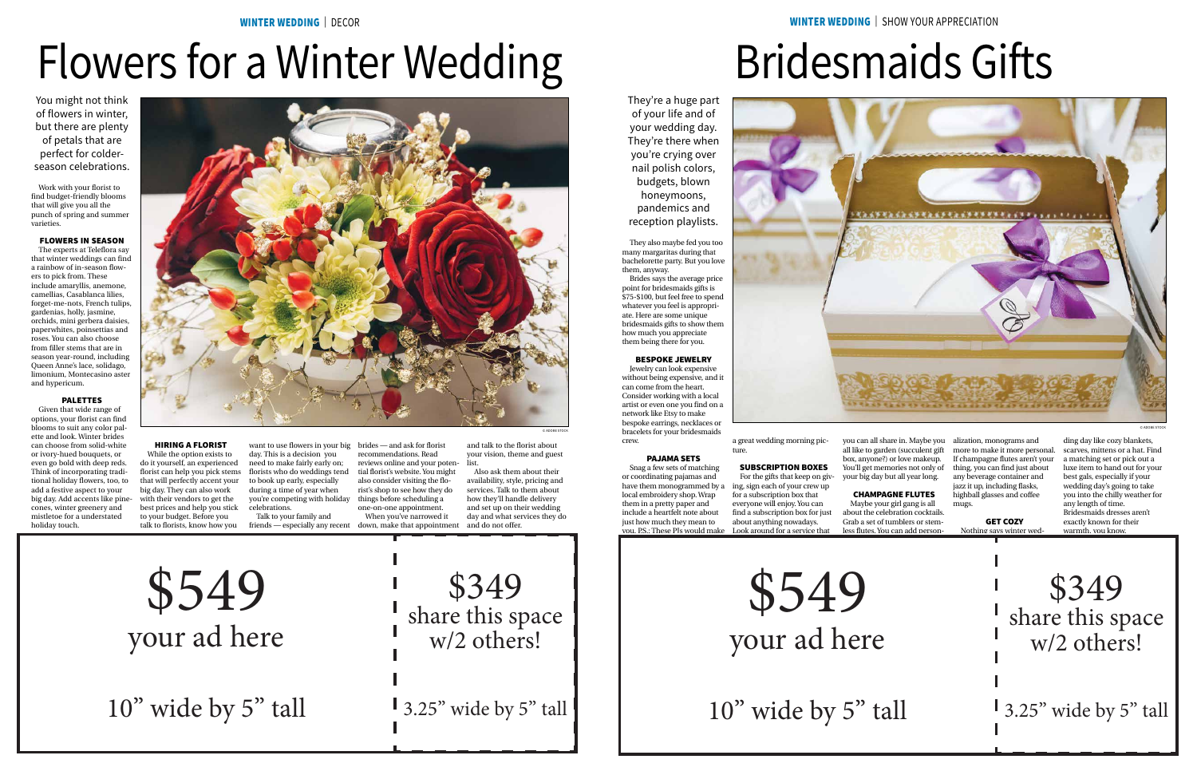# Flowers for a Winter Wedding

You might not think of flowers in winter, but there are plenty of petals that are perfect for colder-season celebrations.

Work with your florist to find budget-friendly blooms that will give you all the punch of spring and summer varieties.

### FLOWERS IN SEASON

The experts at Teleflora say that winter weddings can find a rainbow of in-season flowers to pick from. These include amaryllis, anemone, camellias, Casablanca lilies, forget-me-nots, French tulips, gardenias, holly, jasmine, orchids, mini gerbera daisies, paperwhites, poinsettias and roses. You can also choose from filler stems that are in season year-round, including Queen Anne's lace, solidago, limonium, Montecasino aster and hypericum.

### PALETTES

Given that wide range of options, your florist can find blooms to suit any color palette and look. Winter brides can choose from solid-white or ivory-hued bouquets, or even go bold with deep reds. Think of incorporating traditional holiday flowers, too, to add a festive aspect to your big day. Add accents like pinecones, winter greenery and mistletoe for a understated holiday touch.

© ADOBE STOCK

### HIRING A FLORIST

While the option exists to do it yourself, an experienced florist can help you pick stems that will perfectly accent your big day. They can also work with their vendors to get the best prices and help you stick to your budget. Before you talk to florists, know how you want to use flowers in your big day. This is a decision you need to make fairly early on; florists who do weddings tend to book up early, especially during a time of year when you're competing with holiday celebrations.

Talk to your family and friends — especially any recent brides — and ask for florist recommendations. Read reviews online and your potential florist's website. You might also consider visiting the florist's shop to see how they do things before scheduling a one-on-one appointment.

When you've narrowed it down, make that appointment and talk to the florist about your vision, theme and guest list.

Also ask them about their availability, style, pricing and services. Talk to them about how they'll handle delivery day and what services they do and do not offer.

$549
your ad here
10" wide by 5" tall

$349
share this space w/2 others!
3.25" wide by 5" tall

# Bridesmaids Gifts

They're a huge part of your life and of your wedding day. They're there when you're crying over nail polish colors, budgets, blown honeymoons, pandemics and reception playlists.

They also maybe fed you too many margaritas during that bachelorette party. But you love them, anyway.

Brides says the average price point for bridesmaids gifts is $75-$100, but feel free to spend whatever you feel is appropriate. Here are some unique bridesmaids gifts to show them how much you appreciate them being there for you.

### BESPOKE JEWELRY

Jewelry can look expensive without being expensive, and it can come from the heart. Consider working with a local artist or even one you find on a network like Etsy to make bespoke earrings, necklaces or bracelets for your bridesmaids crew.

© ADOBE STOCK

a great wedding morning picture.

### PAJAMA SETS

Snag a few sets of matching or coordinating pajamas and have them monogrammed by a local embroidery shop. Wrap them in a pretty paper and include a heartfelt note about just how much they mean to you. P.S.: These PJs would make

### SUBSCRIPTION BOXES

For the gifts that keep on giving, sign each of your crew up for a subscription box that everyone will enjoy. You can find a subscription box for just about anything nowadays. Look around for a service that you can all share in. Maybe you all like to garden (succulent gift box, anyone?) or love makeup. You'll get memories not only of your big day but all year long.

### CHAMPAGNE FLUTES

Maybe your girl gang is all about the celebration cocktails. Grab a set of tumblers or stemless flutes. You can add personalization, monograms and more to make it more personal. If champagne flutes aren't your thing, you can find just about any beverage container and jazz it up, including flasks, highball glasses and coffee mugs.

### GET COZY

Nothing says winter wedding day like cozy blankets, scarves, mittens or a hat. Find a matching set or pick out a luxe item to hand out for your best gals, especially if your wedding day's going to take you into the chilly weather for any length of time. Bridesmaids dresses aren't exactly known for their warmth, you know.

$549
your ad here
10" wide by 5" tall

$349
share this space w/2 others!
3.25" wide by 5" tall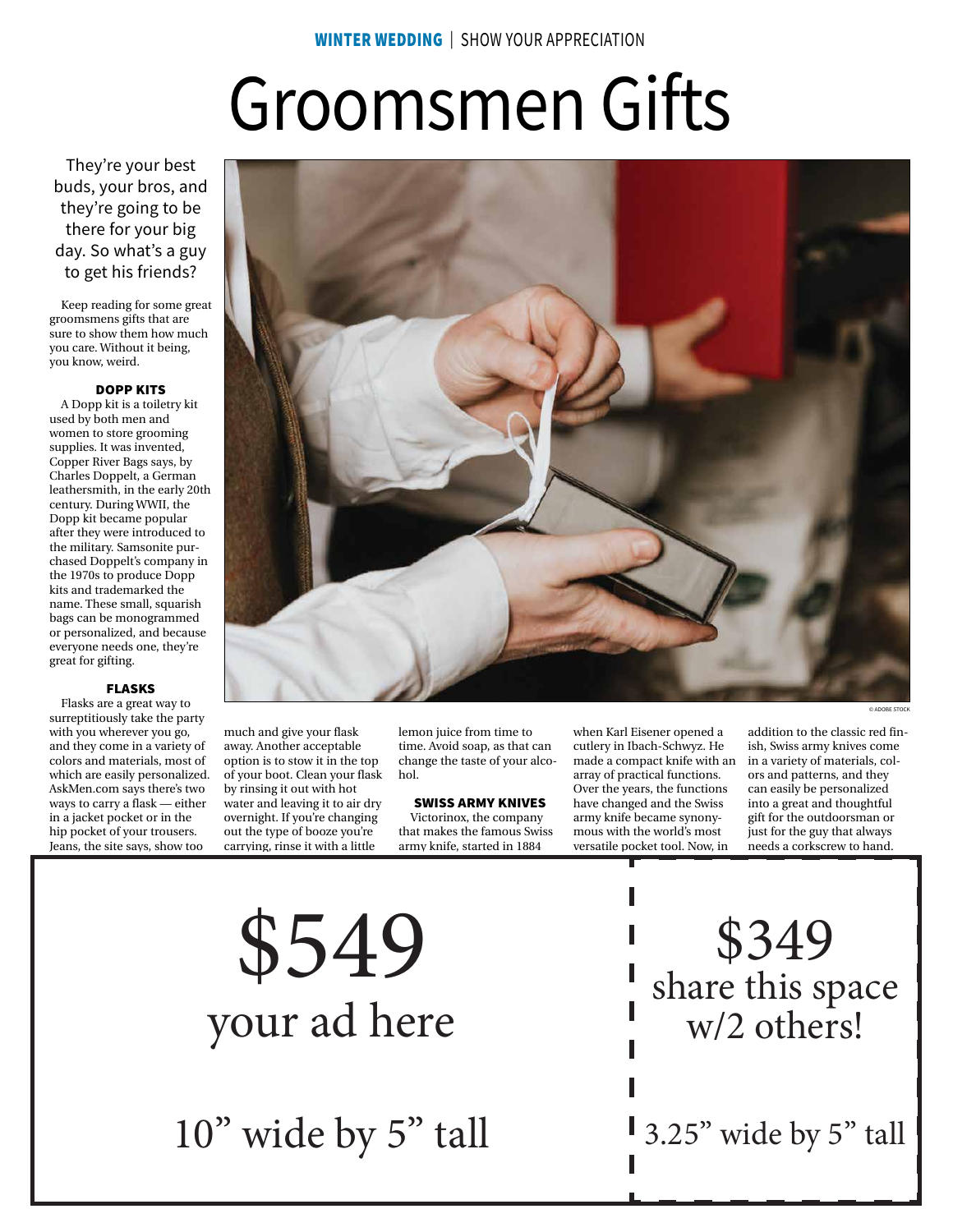# Groomsmen Gifts

They're your best buds, your bros, and they're going to be there for your big day. So what's a guy to get his friends?

Keep reading for some great groomsmens gifts that are sure to show them how much you care. Without it being, you know, weird.

### DOPP KITS

A Dopp kit is a toiletry kit used by both men and women to store grooming supplies. It was invented, Copper River Bags says, by Charles Doppelt, a German leathersmith, in the early 20th century. During WWII, the Dopp kit became popular after they were introduced to the military. Samsonite purchased Doppelt's company in the 1970s to produce Dopp kits and trademarked the name. These small, squarish bags can be monogrammed or personalized, and because everyone needs one, they're great for gifting.

### FLASKS

Flasks are a great way to surreptitiously take the party with you wherever you go, and they come in a variety of colors and materials, most of which are easily personalized. AskMen.com says there's two ways to carry a flask — either in a jacket pocket or in the hip pocket of your trousers. Jeans, the site says, show too much and give your flask away. Another acceptable option is to stow it in the top of your boot. Clean your flask by rinsing it out with hot water and leaving it to air dry overnight. If you're changing out the type of booze you're carrying, rinse it with a little lemon juice from time to time. Avoid soap, as that can change the taste of your alcohol.

### SWISS ARMY KNIVES

Victorinox, the company that makes the famous Swiss army knife, started in 1884 when Karl Eisener opened a cutlery in Ibach-Schwyz. He made a compact knife with an array of practical functions. Over the years, the functions have changed and the Swiss army knife became synonymous with the world's most versatile pocket tool. Now, in addition to the classic red finish, Swiss army knives come in a variety of materials, colors and patterns, and they can easily be personalized into a great and thoughtful gift for the outdoorsman or just for the guy that always needs a corkscrew to hand.

© ADOBE STOCK

$549
your ad here

10" wide by 5" tall

$349
share this space w/2 others!

3.25" wide by 5" tall